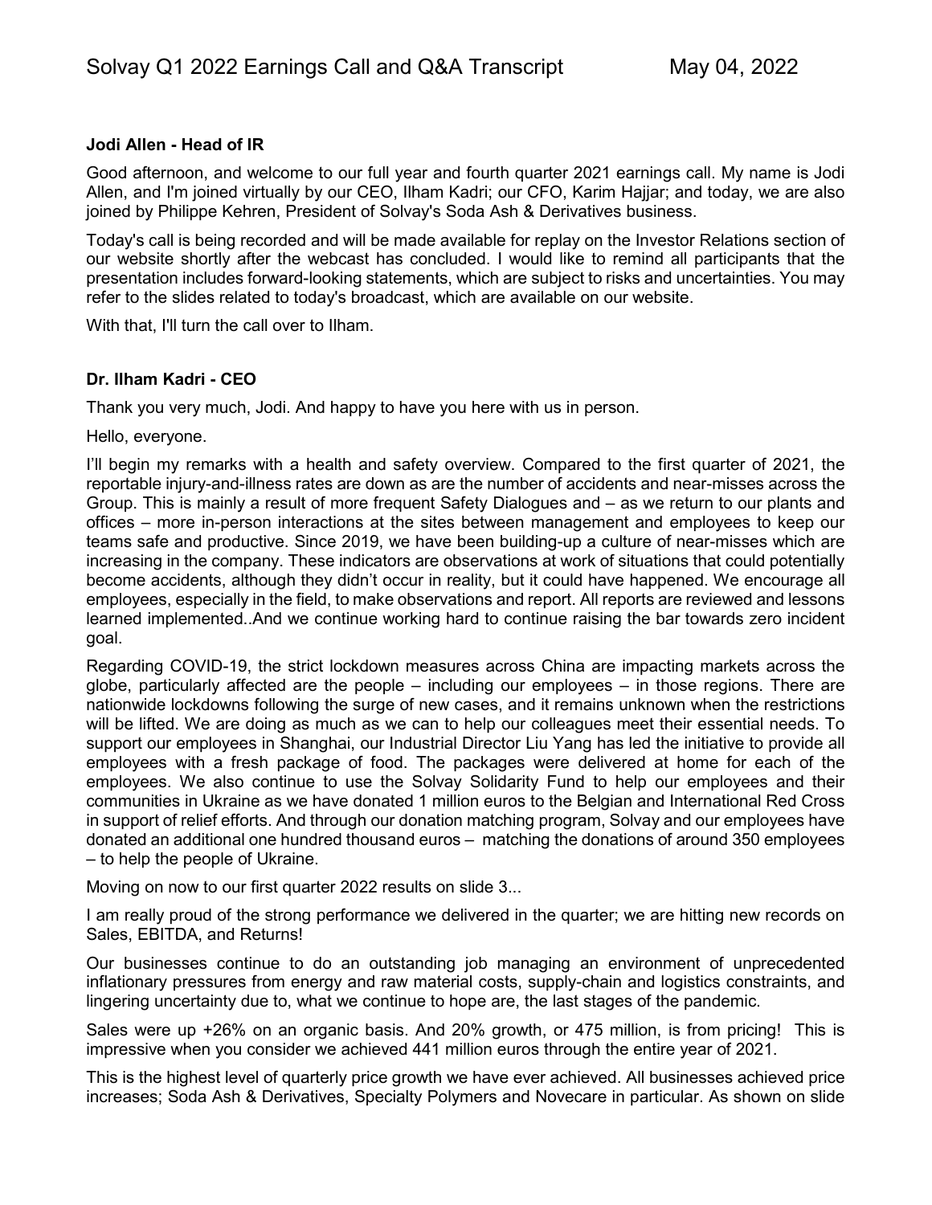**Jodi Allen - Head of IR**

Good afternoon, and welcome to our full year and fourth quarter 2021 earnings call. My name is Jodi Allen, and I'm joined virtually by our CEO, Ilham Kadri; our CFO, Karim Hajjar; and today, we are also joined by Philippe Kehren, President of Solvay's Soda Ash & Derivatives business.

Today's call is being recorded and will be made available for replay on the Investor Relations section of our website shortly after the webcast has concluded. I would like to remind all participants that the presentation includes forward-looking statements, which are subject to risks and uncertainties. You may refer to the slides related to today's broadcast, which are available on our website.

With that, I'll turn the call over to Ilham.

**Dr. Ilham Kadri - CEO**

Thank you very much, Jodi. And happy to have you here with us in person.

Hello, everyone.

I'll begin my remarks with a health and safety overview. Compared to the first quarter of 2021, the reportable injury-and-illness rates are down as are the number of accidents and near-misses across the Group. This is mainly a result of more frequent Safety Dialogues and – as we return to our plants and offices – more in-person interactions at the sites between management and employees to keep our teams safe and productive. Since 2019, we have been building-up a culture of near-misses which are increasing in the company. These indicators are observations at work of situations that could potentially become accidents, although they didn't occur in reality, but it could have happened. We encourage all employees, especially in the field, to make observations and report. All reports are reviewed and lessons learned implemented..And we continue working hard to continue raising the bar towards zero incident goal.

Regarding COVID-19, the strict lockdown measures across China are impacting markets across the globe, particularly affected are the people – including our employees – in those regions. There are nationwide lockdowns following the surge of new cases, and it remains unknown when the restrictions will be lifted. We are doing as much as we can to help our colleagues meet their essential needs. To support our employees in Shanghai, our Industrial Director Liu Yang has led the initiative to provide all employees with a fresh package of food. The packages were delivered at home for each of the employees. We also continue to use the Solvay Solidarity Fund to help our employees and their communities in Ukraine as we have donated 1 million euros to the Belgian and International Red Cross in support of relief efforts. And through our donation matching program, Solvay and our employees have donated an additional one hundred thousand euros – matching the donations of around 350 employees – to help the people of Ukraine.

Moving on now to our first quarter 2022 results on slide 3...

I am really proud of the strong performance we delivered in the quarter; we are hitting new records on Sales, EBITDA, and Returns!

Our businesses continue to do an outstanding job managing an environment of unprecedented inflationary pressures from energy and raw material costs, supply-chain and logistics constraints, and lingering uncertainty due to, what we continue to hope are, the last stages of the pandemic.

Sales were up +26% on an organic basis. And 20% growth, or 475 million, is from pricing! This is impressive when you consider we achieved 441 million euros through the entire year of 2021.

This is the highest level of quarterly price growth we have ever achieved. All businesses achieved price increases; Soda Ash & Derivatives, Specialty Polymers and Novecare in particular. As shown on slide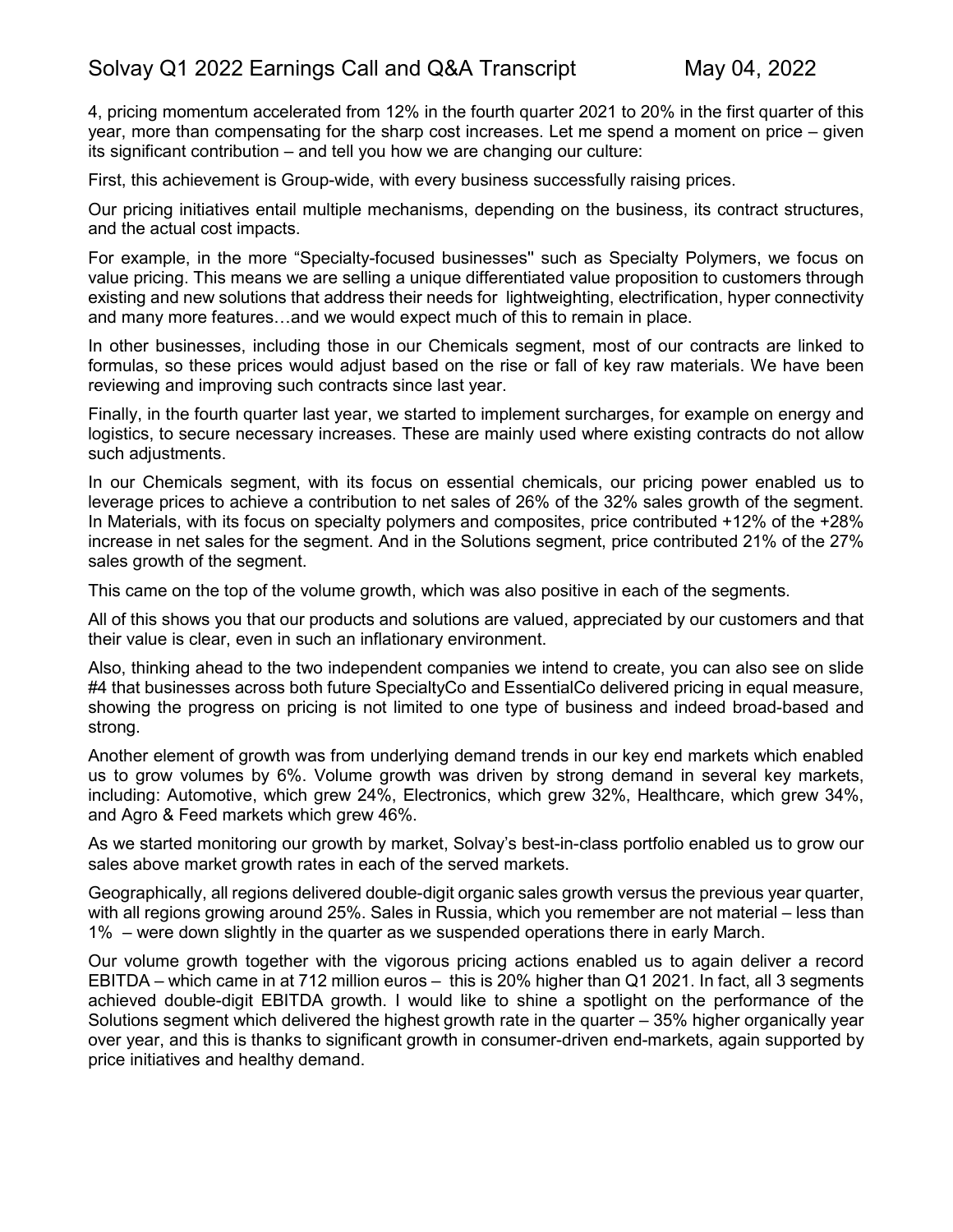4, pricing momentum accelerated from 12% in the fourth quarter 2021 to 20% in the first quarter of this year, more than compensating for the sharp cost increases. Let me spend a moment on price – given its significant contribution – and tell you how we are changing our culture:

First, this achievement is Group-wide, with every business successfully raising prices.

Our pricing initiatives entail multiple mechanisms, depending on the business, its contract structures, and the actual cost impacts.

For example, in the more "Specialty-focused businesses" such as Specialty Polymers, we focus on value pricing. This means we are selling a unique differentiated value proposition to customers through existing and new solutions that address their needs for lightweighting, electrification, hyper connectivity and many more features…and we would expect much of this to remain in place.

In other businesses, including those in our Chemicals segment, most of our contracts are linked to formulas, so these prices would adjust based on the rise or fall of key raw materials. We have been reviewing and improving such contracts since last year.

Finally, in the fourth quarter last year, we started to implement surcharges, for example on energy and logistics, to secure necessary increases. These are mainly used where existing contracts do not allow such adjustments.

In our Chemicals segment, with its focus on essential chemicals, our pricing power enabled us to leverage prices to achieve a contribution to net sales of 26% of the 32% sales growth of the segment. In Materials, with its focus on specialty polymers and composites, price contributed +12% of the +28% increase in net sales for the segment. And in the Solutions segment, price contributed 21% of the 27% sales growth of the segment.

This came on the top of the volume growth, which was also positive in each of the segments.

All of this shows you that our products and solutions are valued, appreciated by our customers and that their value is clear, even in such an inflationary environment.

Also, thinking ahead to the two independent companies we intend to create, you can also see on slide #4 that businesses across both future SpecialtyCo and EssentialCo delivered pricing in equal measure, showing the progress on pricing is not limited to one type of business and indeed broad-based and strong.

Another element of growth was from underlying demand trends in our key end markets which enabled us to grow volumes by 6%. Volume growth was driven by strong demand in several key markets, including: Automotive, which grew 24%, Electronics, which grew 32%, Healthcare, which grew 34%, and Agro & Feed markets which grew 46%.

As we started monitoring our growth by market, Solvay's best-in-class portfolio enabled us to grow our sales above market growth rates in each of the served markets.

Geographically, all regions delivered double-digit organic sales growth versus the previous year quarter, with all regions growing around 25%. Sales in Russia, which you remember are not material – less than 1% – were down slightly in the quarter as we suspended operations there in early March.

Our volume growth together with the vigorous pricing actions enabled us to again deliver a record EBITDA – which came in at 712 million euros – this is 20% higher than Q1 2021. In fact, all 3 segments achieved double-digit EBITDA growth. I would like to shine a spotlight on the performance of the Solutions segment which delivered the highest growth rate in the quarter – 35% higher organically year over year, and this is thanks to significant growth in consumer-driven end-markets, again supported by price initiatives and healthy demand.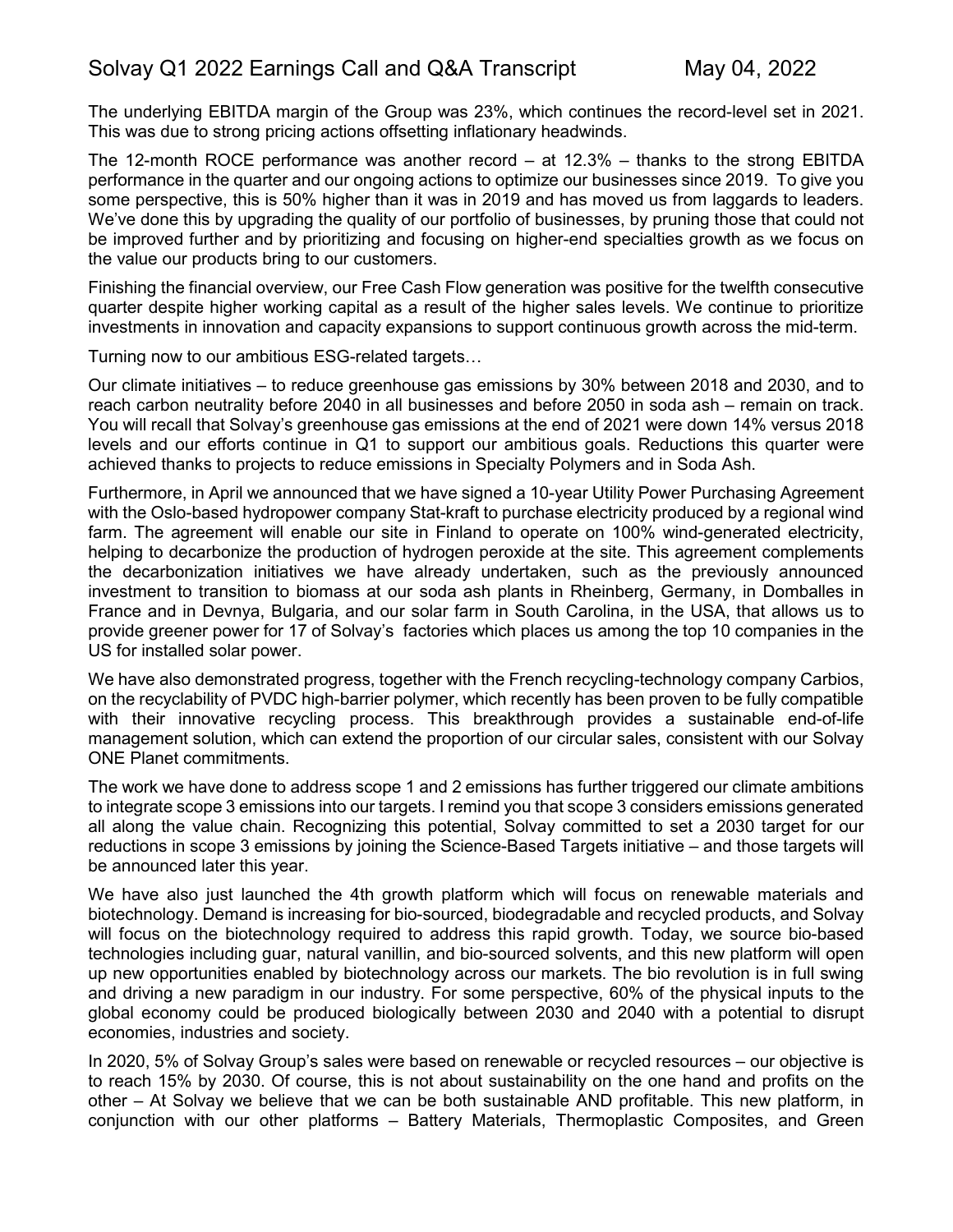The underlying EBITDA margin of the Group was 23%, which continues the record-level set in 2021. This was due to strong pricing actions offsetting inflationary headwinds.

The 12-month ROCE performance was another record – at 12.3% – thanks to the strong EBITDA performance in the quarter and our ongoing actions to optimize our businesses since 2019. To give you some perspective, this is 50% higher than it was in 2019 and has moved us from laggards to leaders. We've done this by upgrading the quality of our portfolio of businesses, by pruning those that could not be improved further and by prioritizing and focusing on higher-end specialties growth as we focus on the value our products bring to our customers.

Finishing the financial overview, our Free Cash Flow generation was positive for the twelfth consecutive quarter despite higher working capital as a result of the higher sales levels. We continue to prioritize investments in innovation and capacity expansions to support continuous growth across the mid-term.

Turning now to our ambitious ESG-related targets…

Our climate initiatives – to reduce greenhouse gas emissions by 30% between 2018 and 2030, and to reach carbon neutrality before 2040 in all businesses and before 2050 in soda ash – remain on track. You will recall that Solvay's greenhouse gas emissions at the end of 2021 were down 14% versus 2018 levels and our efforts continue in Q1 to support our ambitious goals. Reductions this quarter were achieved thanks to projects to reduce emissions in Specialty Polymers and in Soda Ash.

Furthermore, in April we announced that we have signed a 10-year Utility Power Purchasing Agreement with the Oslo-based hydropower company Stat-kraft to purchase electricity produced by a regional wind farm. The agreement will enable our site in Finland to operate on 100% wind-generated electricity, helping to decarbonize the production of hydrogen peroxide at the site. This agreement complements the decarbonization initiatives we have already undertaken, such as the previously announced investment to transition to biomass at our soda ash plants in Rheinberg, Germany, in Domballes in France and in Devnya, Bulgaria, and our solar farm in South Carolina, in the USA, that allows us to provide greener power for 17 of Solvay's factories which places us among the top 10 companies in the US for installed solar power.

We have also demonstrated progress, together with the French recycling-technology company Carbios, on the recyclability of PVDC high-barrier polymer, which recently has been proven to be fully compatible with their innovative recycling process. This breakthrough provides a sustainable end-of-life management solution, which can extend the proportion of our circular sales, consistent with our Solvay ONE Planet commitments.

The work we have done to address scope 1 and 2 emissions has further triggered our climate ambitions to integrate scope 3 emissions into our targets. I remind you that scope 3 considers emissions generated all along the value chain. Recognizing this potential, Solvay committed to set a 2030 target for our reductions in scope 3 emissions by joining the Science-Based Targets initiative – and those targets will be announced later this year.

We have also just launched the 4th growth platform which will focus on renewable materials and biotechnology. Demand is increasing for bio-sourced, biodegradable and recycled products, and Solvay will focus on the biotechnology required to address this rapid growth. Today, we source bio-based technologies including guar, natural vanillin, and bio-sourced solvents, and this new platform will open up new opportunities enabled by biotechnology across our markets. The bio revolution is in full swing and driving a new paradigm in our industry. For some perspective, 60% of the physical inputs to the global economy could be produced biologically between 2030 and 2040 with a potential to disrupt economies, industries and society.

In 2020, 5% of Solvay Group's sales were based on renewable or recycled resources – our objective is to reach 15% by 2030. Of course, this is not about sustainability on the one hand and profits on the other – At Solvay we believe that we can be both sustainable AND profitable. This new platform, in conjunction with our other platforms – Battery Materials, Thermoplastic Composites, and Green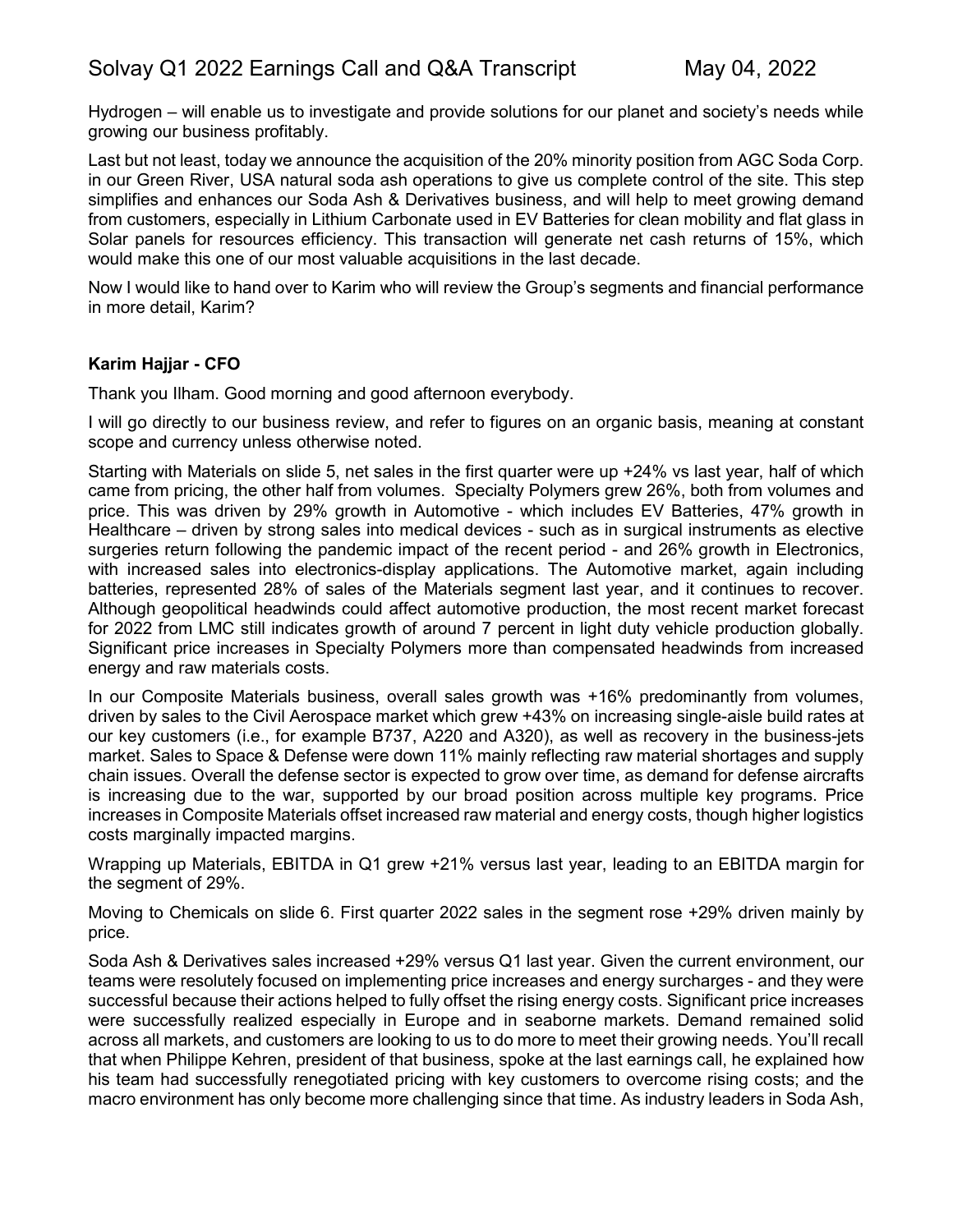Hydrogen – will enable us to investigate and provide solutions for our planet and society's needs while growing our business profitably.

Last but not least, today we announce the acquisition of the 20% minority position from AGC Soda Corp. in our Green River, USA natural soda ash operations to give us complete control of the site. This step simplifies and enhances our Soda Ash & Derivatives business, and will help to meet growing demand from customers, especially in Lithium Carbonate used in EV Batteries for clean mobility and flat glass in Solar panels for resources efficiency. This transaction will generate net cash returns of 15%, which would make this one of our most valuable acquisitions in the last decade.

Now I would like to hand over to Karim who will review the Group's segments and financial performance in more detail, Karim?

**Karim Hajjar - CFO**

Thank you Ilham. Good morning and good afternoon everybody.

I will go directly to our business review, and refer to figures on an organic basis, meaning at constant scope and currency unless otherwise noted.

Starting with Materials on slide 5, net sales in the first quarter were up +24% vs last year, half of which came from pricing, the other half from volumes. Specialty Polymers grew 26%, both from volumes and price. This was driven by 29% growth in Automotive - which includes EV Batteries, 47% growth in Healthcare – driven by strong sales into medical devices - such as in surgical instruments as elective surgeries return following the pandemic impact of the recent period - and 26% growth in Electronics, with increased sales into electronics-display applications. The Automotive market, again including batteries, represented 28% of sales of the Materials segment last year, and it continues to recover. Although geopolitical headwinds could affect automotive production, the most recent market forecast for 2022 from LMC still indicates growth of around 7 percent in light duty vehicle production globally. Significant price increases in Specialty Polymers more than compensated headwinds from increased energy and raw materials costs.

In our Composite Materials business, overall sales growth was +16% predominantly from volumes, driven by sales to the Civil Aerospace market which grew +43% on increasing single-aisle build rates at our key customers (i.e., for example B737, A220 and A320), as well as recovery in the business-jets market. Sales to Space & Defense were down 11% mainly reflecting raw material shortages and supply chain issues. Overall the defense sector is expected to grow over time, as demand for defense aircrafts is increasing due to the war, supported by our broad position across multiple key programs. Price increases in Composite Materials offset increased raw material and energy costs, though higher logistics costs marginally impacted margins.

Wrapping up Materials, EBITDA in Q1 grew +21% versus last year, leading to an EBITDA margin for the segment of 29%.

Moving to Chemicals on slide 6. First quarter 2022 sales in the segment rose +29% driven mainly by price.

Soda Ash & Derivatives sales increased +29% versus Q1 last year. Given the current environment, our teams were resolutely focused on implementing price increases and energy surcharges - and they were successful because their actions helped to fully offset the rising energy costs. Significant price increases were successfully realized especially in Europe and in seaborne markets. Demand remained solid across all markets, and customers are looking to us to do more to meet their growing needs. You'll recall that when Philippe Kehren, president of that business, spoke at the last earnings call, he explained how his team had successfully renegotiated pricing with key customers to overcome rising costs; and the macro environment has only become more challenging since that time. As industry leaders in Soda Ash,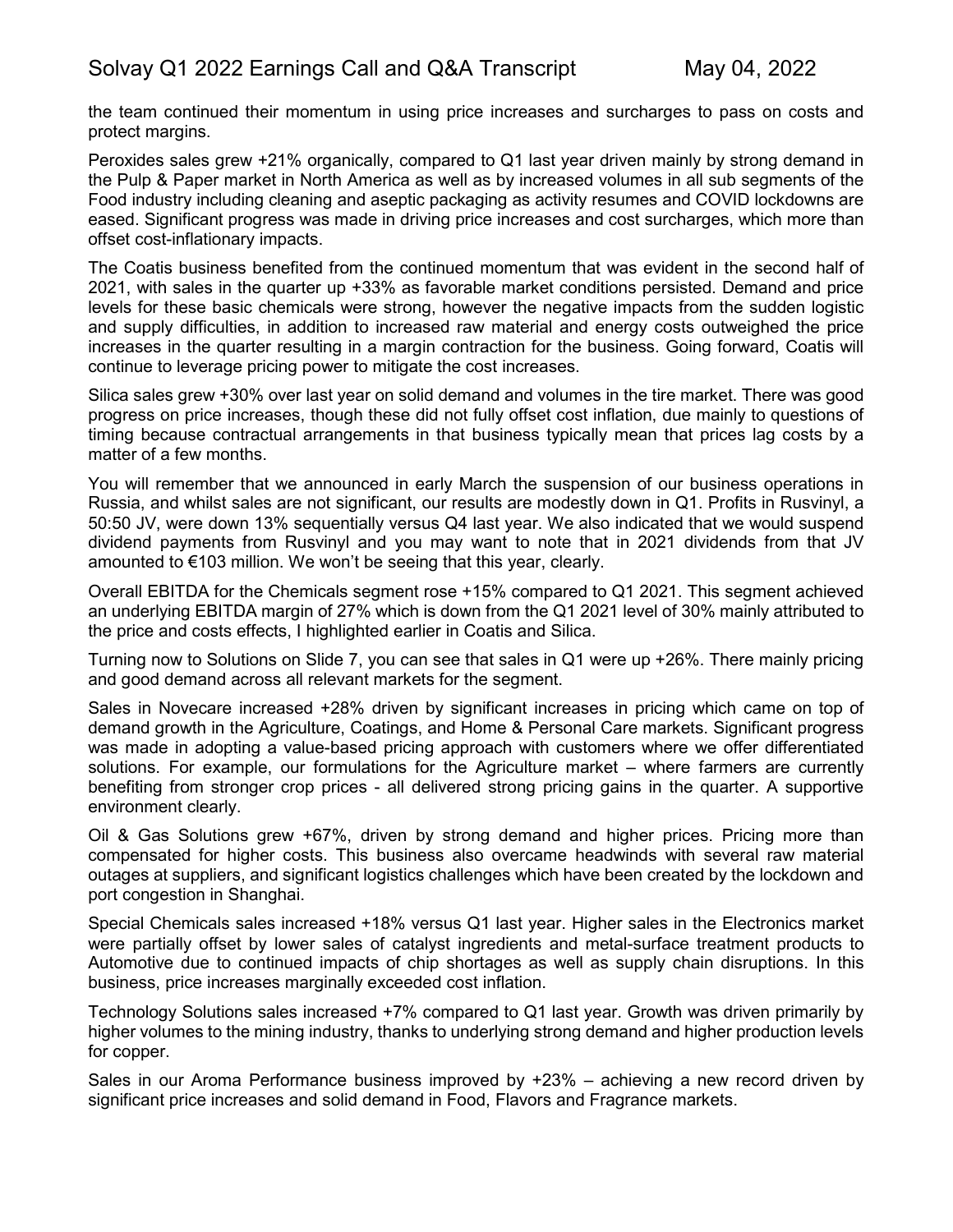the team continued their momentum in using price increases and surcharges to pass on costs and protect margins.

Peroxides sales grew +21% organically, compared to Q1 last year driven mainly by strong demand in the Pulp & Paper market in North America as well as by increased volumes in all sub segments of the Food industry including cleaning and aseptic packaging as activity resumes and COVID lockdowns are eased. Significant progress was made in driving price increases and cost surcharges, which more than offset cost-inflationary impacts.

The Coatis business benefited from the continued momentum that was evident in the second half of 2021, with sales in the quarter up +33% as favorable market conditions persisted. Demand and price levels for these basic chemicals were strong, however the negative impacts from the sudden logistic and supply difficulties, in addition to increased raw material and energy costs outweighed the price increases in the quarter resulting in a margin contraction for the business. Going forward, Coatis will continue to leverage pricing power to mitigate the cost increases.

Silica sales grew +30% over last year on solid demand and volumes in the tire market. There was good progress on price increases, though these did not fully offset cost inflation, due mainly to questions of timing because contractual arrangements in that business typically mean that prices lag costs by a matter of a few months.

You will remember that we announced in early March the suspension of our business operations in Russia, and whilst sales are not significant, our results are modestly down in Q1. Profits in Rusvinyl, a 50:50 JV, were down 13% sequentially versus Q4 last year. We also indicated that we would suspend dividend payments from Rusvinyl and you may want to note that in 2021 dividends from that JV amounted to €103 million. We won't be seeing that this year, clearly.

Overall EBITDA for the Chemicals segment rose +15% compared to Q1 2021. This segment achieved an underlying EBITDA margin of 27% which is down from the Q1 2021 level of 30% mainly attributed to the price and costs effects, I highlighted earlier in Coatis and Silica.

Turning now to Solutions on Slide 7, you can see that sales in Q1 were up +26%. There mainly pricing and good demand across all relevant markets for the segment.

Sales in Novecare increased +28% driven by significant increases in pricing which came on top of demand growth in the Agriculture, Coatings, and Home & Personal Care markets. Significant progress was made in adopting a value-based pricing approach with customers where we offer differentiated solutions. For example, our formulations for the Agriculture market – where farmers are currently benefiting from stronger crop prices - all delivered strong pricing gains in the quarter. A supportive environment clearly.

Oil & Gas Solutions grew +67%, driven by strong demand and higher prices. Pricing more than compensated for higher costs. This business also overcame headwinds with several raw material outages at suppliers, and significant logistics challenges which have been created by the lockdown and port congestion in Shanghai.

Special Chemicals sales increased +18% versus Q1 last year. Higher sales in the Electronics market were partially offset by lower sales of catalyst ingredients and metal-surface treatment products to Automotive due to continued impacts of chip shortages as well as supply chain disruptions. In this business, price increases marginally exceeded cost inflation.

Technology Solutions sales increased +7% compared to Q1 last year. Growth was driven primarily by higher volumes to the mining industry, thanks to underlying strong demand and higher production levels for copper.

Sales in our Aroma Performance business improved by +23% – achieving a new record driven by significant price increases and solid demand in Food, Flavors and Fragrance markets.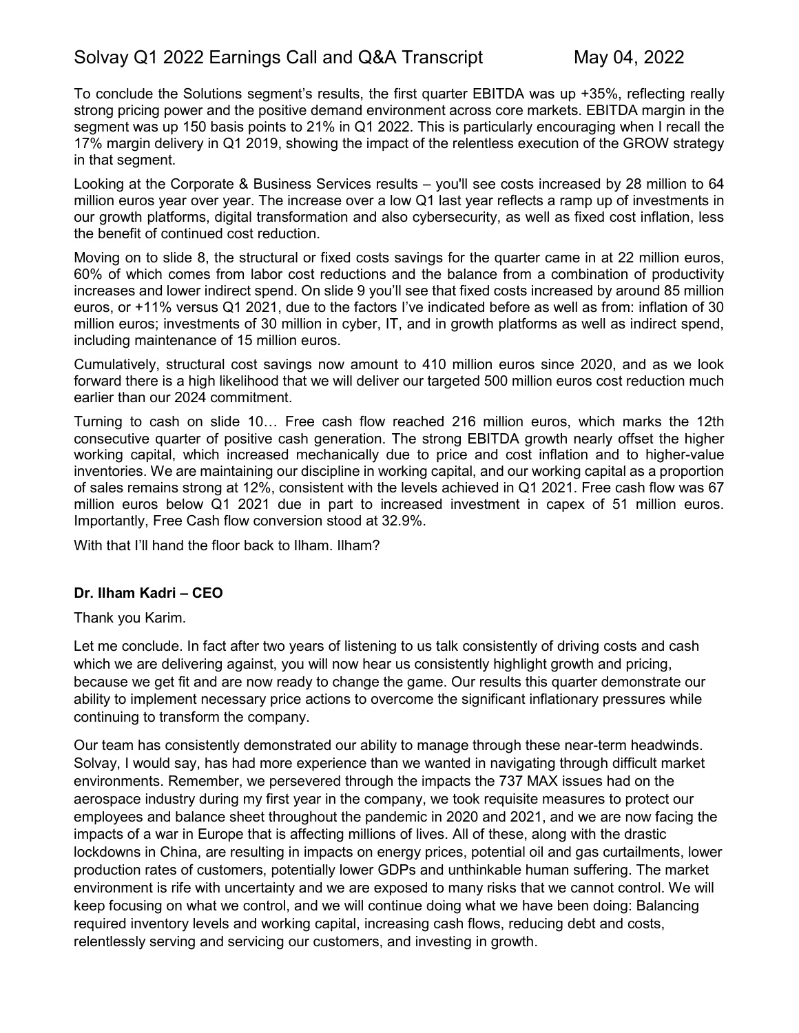To conclude the Solutions segment's results, the first quarter EBITDA was up +35%, reflecting really strong pricing power and the positive demand environment across core markets. EBITDA margin in the segment was up 150 basis points to 21% in Q1 2022. This is particularly encouraging when I recall the 17% margin delivery in Q1 2019, showing the impact of the relentless execution of the GROW strategy in that segment.

Looking at the Corporate & Business Services results – you'll see costs increased by 28 million to 64 million euros year over year. The increase over a low Q1 last year reflects a ramp up of investments in our growth platforms, digital transformation and also cybersecurity, as well as fixed cost inflation, less the benefit of continued cost reduction.

Moving on to slide 8, the structural or fixed costs savings for the quarter came in at 22 million euros, 60% of which comes from labor cost reductions and the balance from a combination of productivity increases and lower indirect spend. On slide 9 you'll see that fixed costs increased by around 85 million euros, or +11% versus Q1 2021, due to the factors I've indicated before as well as from: inflation of 30 million euros; investments of 30 million in cyber, IT, and in growth platforms as well as indirect spend, including maintenance of 15 million euros.

Cumulatively, structural cost savings now amount to 410 million euros since 2020, and as we look forward there is a high likelihood that we will deliver our targeted 500 million euros cost reduction much earlier than our 2024 commitment.

Turning to cash on slide 10… Free cash flow reached 216 million euros, which marks the 12th consecutive quarter of positive cash generation. The strong EBITDA growth nearly offset the higher working capital, which increased mechanically due to price and cost inflation and to higher-value inventories. We are maintaining our discipline in working capital, and our working capital as a proportion of sales remains strong at 12%, consistent with the levels achieved in Q1 2021. Free cash flow was 67 million euros below Q1 2021 due in part to increased investment in capex of 51 million euros. Importantly, Free Cash flow conversion stood at 32.9%.

With that I'll hand the floor back to Ilham. Ilham?

**Dr. Ilham Kadri – CEO**

Thank you Karim.

Let me conclude. In fact after two years of listening to us talk consistently of driving costs and cash which we are delivering against, you will now hear us consistently highlight growth and pricing, because we get fit and are now ready to change the game. Our results this quarter demonstrate our ability to implement necessary price actions to overcome the significant inflationary pressures while continuing to transform the company.

Our team has consistently demonstrated our ability to manage through these near-term headwinds. Solvay, I would say, has had more experience than we wanted in navigating through difficult market environments. Remember, we persevered through the impacts the 737 MAX issues had on the aerospace industry during my first year in the company, we took requisite measures to protect our employees and balance sheet throughout the pandemic in 2020 and 2021, and we are now facing the impacts of a war in Europe that is affecting millions of lives. All of these, along with the drastic lockdowns in China, are resulting in impacts on energy prices, potential oil and gas curtailments, lower production rates of customers, potentially lower GDPs and unthinkable human suffering. The market environment is rife with uncertainty and we are exposed to many risks that we cannot control. We will keep focusing on what we control, and we will continue doing what we have been doing: Balancing required inventory levels and working capital, increasing cash flows, reducing debt and costs, relentlessly serving and servicing our customers, and investing in growth.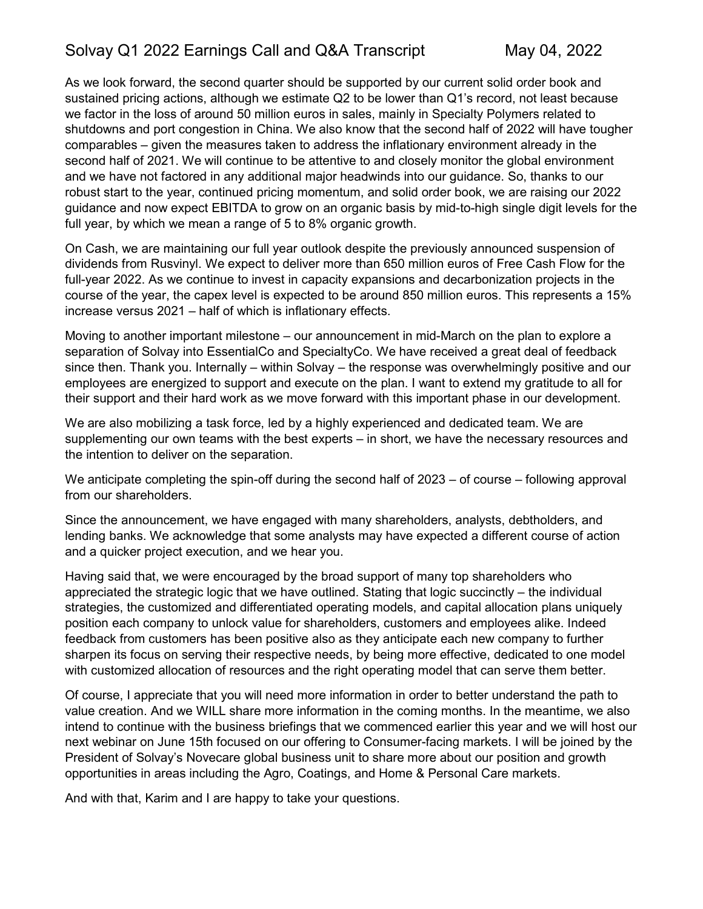As we look forward, the second quarter should be supported by our current solid order book and sustained pricing actions, although we estimate Q2 to be lower than Q1's record, not least because we factor in the loss of around 50 million euros in sales, mainly in Specialty Polymers related to shutdowns and port congestion in China. We also know that the second half of 2022 will have tougher comparables – given the measures taken to address the inflationary environment already in the second half of 2021. We will continue to be attentive to and closely monitor the global environment and we have not factored in any additional major headwinds into our guidance. So, thanks to our robust start to the year, continued pricing momentum, and solid order book, we are raising our 2022 guidance and now expect EBITDA to grow on an organic basis by mid-to-high single digit levels for the full year, by which we mean a range of 5 to 8% organic growth.

On Cash, we are maintaining our full year outlook despite the previously announced suspension of dividends from Rusvinyl. We expect to deliver more than 650 million euros of Free Cash Flow for the full-year 2022. As we continue to invest in capacity expansions and decarbonization projects in the course of the year, the capex level is expected to be around 850 million euros. This represents a 15% increase versus 2021 – half of which is inflationary effects.

Moving to another important milestone – our announcement in mid-March on the plan to explore a separation of Solvay into EssentialCo and SpecialtyCo. We have received a great deal of feedback since then. Thank you. Internally – within Solvay – the response was overwhelmingly positive and our employees are energized to support and execute on the plan. I want to extend my gratitude to all for their support and their hard work as we move forward with this important phase in our development.

We are also mobilizing a task force, led by a highly experienced and dedicated team. We are supplementing our own teams with the best experts – in short, we have the necessary resources and the intention to deliver on the separation.

We anticipate completing the spin-off during the second half of 2023 – of course – following approval from our shareholders.

Since the announcement, we have engaged with many shareholders, analysts, debtholders, and lending banks. We acknowledge that some analysts may have expected a different course of action and a quicker project execution, and we hear you.

Having said that, we were encouraged by the broad support of many top shareholders who appreciated the strategic logic that we have outlined. Stating that logic succinctly – the individual strategies, the customized and differentiated operating models, and capital allocation plans uniquely position each company to unlock value for shareholders, customers and employees alike. Indeed feedback from customers has been positive also as they anticipate each new company to further sharpen its focus on serving their respective needs, by being more effective, dedicated to one model with customized allocation of resources and the right operating model that can serve them better.

Of course, I appreciate that you will need more information in order to better understand the path to value creation. And we WILL share more information in the coming months. In the meantime, we also intend to continue with the business briefings that we commenced earlier this year and we will host our next webinar on June 15th focused on our offering to Consumer-facing markets. I will be joined by the President of Solvay's Novecare global business unit to share more about our position and growth opportunities in areas including the Agro, Coatings, and Home & Personal Care markets.

And with that, Karim and I are happy to take your questions.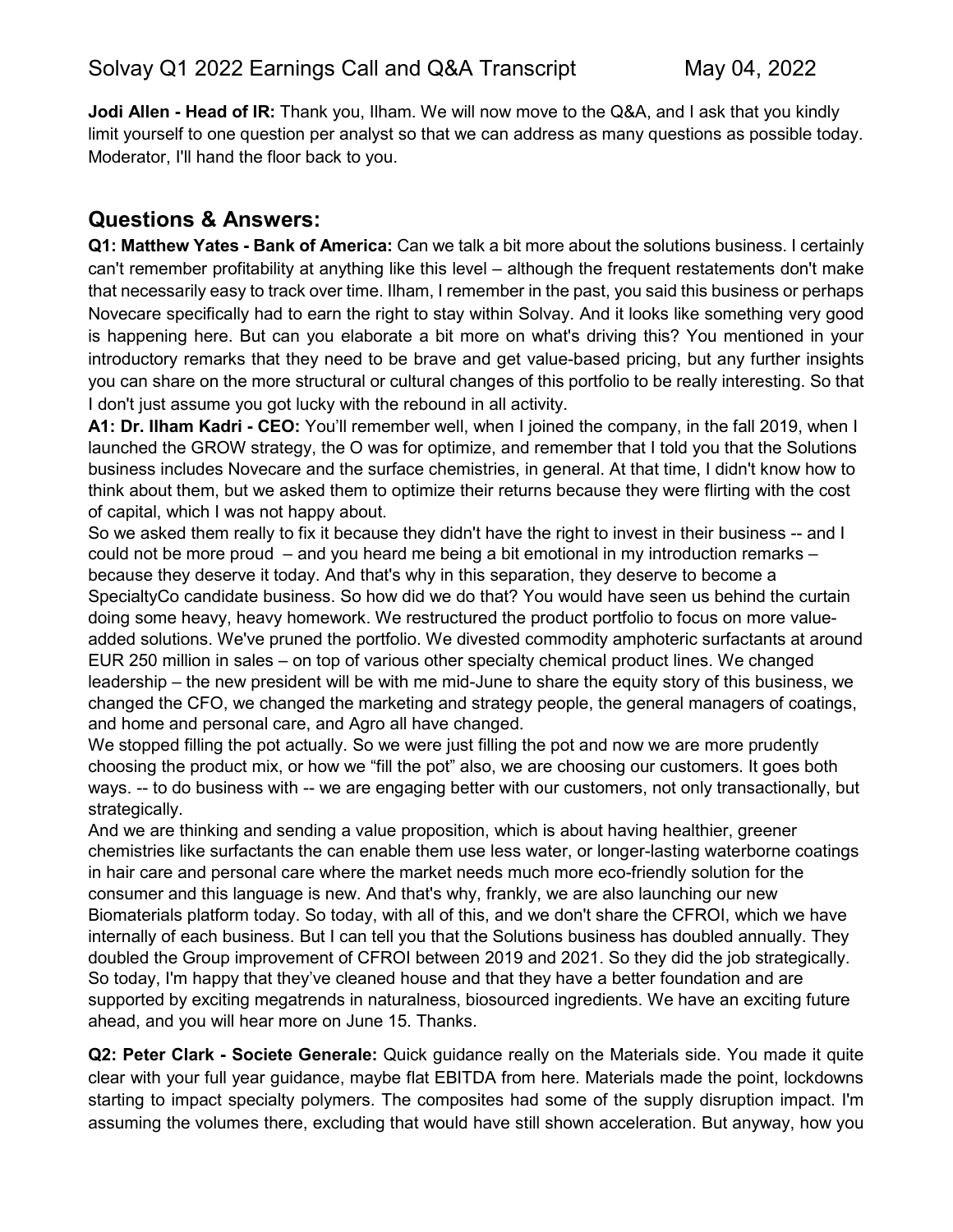**Jodi Allen - Head of IR:** Thank you, Ilham. We will now move to the Q&A, and I ask that you kindly limit yourself to one question per analyst so that we can address as many questions as possible today. Moderator, I'll hand the floor back to you.

## Questions & Answers:

**Q1: Matthew Yates - Bank of America:** Can we talk a bit more about the solutions business. I certainly can't remember profitability at anything like this level – although the frequent restatements don't make that necessarily easy to track over time. Ilham, I remember in the past, you said this business or perhaps Novecare specifically had to earn the right to stay within Solvay. And it looks like something very good is happening here. But can you elaborate a bit more on what's driving this? You mentioned in your introductory remarks that they need to be brave and get value-based pricing, but any further insights you can share on the more structural or cultural changes of this portfolio to be really interesting. So that I don't just assume you got lucky with the rebound in all activity.

**A1: Dr. Ilham Kadri - CEO:** You'll remember well, when I joined the company, in the fall 2019, when I launched the GROW strategy, the O was for optimize, and remember that I told you that the Solutions business includes Novecare and the surface chemistries, in general. At that time, I didn't know how to think about them, but we asked them to optimize their returns because they were flirting with the cost of capital, which I was not happy about.

So we asked them really to fix it because they didn't have the right to invest in their business -- and I could not be more proud – and you heard me being a bit emotional in my introduction remarks – because they deserve it today. And that's why in this separation, they deserve to become a SpecialtyCo candidate business. So how did we do that? You would have seen us behind the curtain doing some heavy, heavy homework. We restructured the product portfolio to focus on more value-added solutions. We've pruned the portfolio. We divested commodity amphoteric surfactants at around EUR 250 million in sales – on top of various other specialty chemical product lines. We changed leadership – the new president will be with me mid-June to share the equity story of this business, we changed the CFO, we changed the marketing and strategy people, the general managers of coatings, and home and personal care, and Agro all have changed.

We stopped filling the pot actually. So we were just filling the pot and now we are more prudently choosing the product mix, or how we "fill the pot" also, we are choosing our customers. It goes both ways. -- to do business with -- we are engaging better with our customers, not only transactionally, but strategically.

And we are thinking and sending a value proposition, which is about having healthier, greener chemistries like surfactants the can enable them use less water, or longer-lasting waterborne coatings in hair care and personal care where the market needs much more eco-friendly solution for the consumer and this language is new. And that's why, frankly, we are also launching our new Biomaterials platform today. So today, with all of this, and we don't share the CFROI, which we have internally of each business. But I can tell you that the Solutions business has doubled annually. They doubled the Group improvement of CFROI between 2019 and 2021. So they did the job strategically. So today, I'm happy that they've cleaned house and that they have a better foundation and are supported by exciting megatrends in naturalness, biosourced ingredients. We have an exciting future ahead, and you will hear more on June 15. Thanks.

**Q2: Peter Clark - Societe Generale:** Quick guidance really on the Materials side. You made it quite clear with your full year guidance, maybe flat EBITDA from here. Materials made the point, lockdowns starting to impact specialty polymers. The composites had some of the supply disruption impact. I'm assuming the volumes there, excluding that would have still shown acceleration. But anyway, how you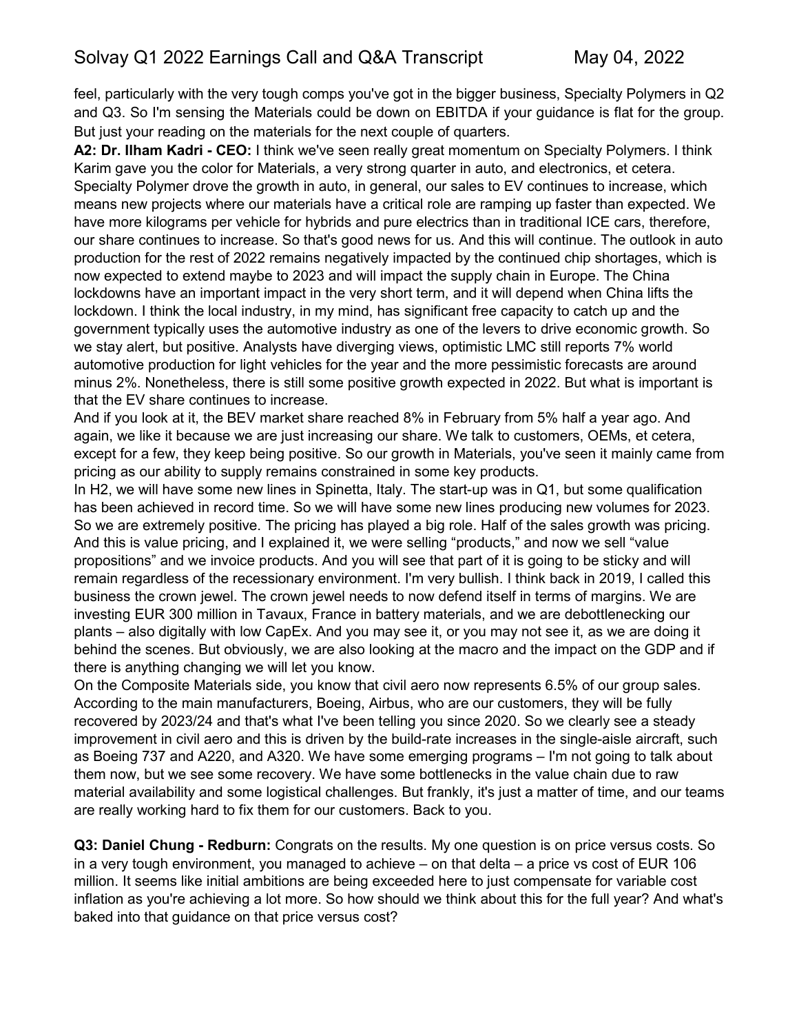feel, particularly with the very tough comps you've got in the bigger business, Specialty Polymers in Q2 and Q3. So I'm sensing the Materials could be down on EBITDA if your guidance is flat for the group. But just your reading on the materials for the next couple of quarters.

**A2: Dr. Ilham Kadri - CEO:** I think we've seen really great momentum on Specialty Polymers. I think Karim gave you the color for Materials, a very strong quarter in auto, and electronics, et cetera. Specialty Polymer drove the growth in auto, in general, our sales to EV continues to increase, which means new projects where our materials have a critical role are ramping up faster than expected. We have more kilograms per vehicle for hybrids and pure electrics than in traditional ICE cars, therefore, our share continues to increase. So that's good news for us. And this will continue. The outlook in auto production for the rest of 2022 remains negatively impacted by the continued chip shortages, which is now expected to extend maybe to 2023 and will impact the supply chain in Europe. The China lockdowns have an important impact in the very short term, and it will depend when China lifts the lockdown. I think the local industry, in my mind, has significant free capacity to catch up and the government typically uses the automotive industry as one of the levers to drive economic growth. So we stay alert, but positive. Analysts have diverging views, optimistic LMC still reports 7% world automotive production for light vehicles for the year and the more pessimistic forecasts are around minus 2%. Nonetheless, there is still some positive growth expected in 2022. But what is important is that the EV share continues to increase.

And if you look at it, the BEV market share reached 8% in February from 5% half a year ago. And again, we like it because we are just increasing our share. We talk to customers, OEMs, et cetera, except for a few, they keep being positive. So our growth in Materials, you've seen it mainly came from pricing as our ability to supply remains constrained in some key products.

In H2, we will have some new lines in Spinetta, Italy. The start-up was in Q1, but some qualification has been achieved in record time. So we will have some new lines producing new volumes for 2023. So we are extremely positive. The pricing has played a big role. Half of the sales growth was pricing. And this is value pricing, and I explained it, we were selling "products," and now we sell "value propositions" and we invoice products. And you will see that part of it is going to be sticky and will remain regardless of the recessionary environment. I'm very bullish. I think back in 2019, I called this business the crown jewel. The crown jewel needs to now defend itself in terms of margins. We are investing EUR 300 million in Tavaux, France in battery materials, and we are debottlenecking our plants – also digitally with low CapEx. And you may see it, or you may not see it, as we are doing it behind the scenes. But obviously, we are also looking at the macro and the impact on the GDP and if there is anything changing we will let you know.

On the Composite Materials side, you know that civil aero now represents 6.5% of our group sales. According to the main manufacturers, Boeing, Airbus, who are our customers, they will be fully recovered by 2023/24 and that's what I've been telling you since 2020. So we clearly see a steady improvement in civil aero and this is driven by the build-rate increases in the single-aisle aircraft, such as Boeing 737 and A220, and A320. We have some emerging programs – I'm not going to talk about them now, but we see some recovery. We have some bottlenecks in the value chain due to raw material availability and some logistical challenges. But frankly, it's just a matter of time, and our teams are really working hard to fix them for our customers. Back to you.

**Q3: Daniel Chung - Redburn:** Congrats on the results. My one question is on price versus costs. So in a very tough environment, you managed to achieve – on that delta – a price vs cost of EUR 106 million. It seems like initial ambitions are being exceeded here to just compensate for variable cost inflation as you're achieving a lot more. So how should we think about this for the full year? And what's baked into that guidance on that price versus cost?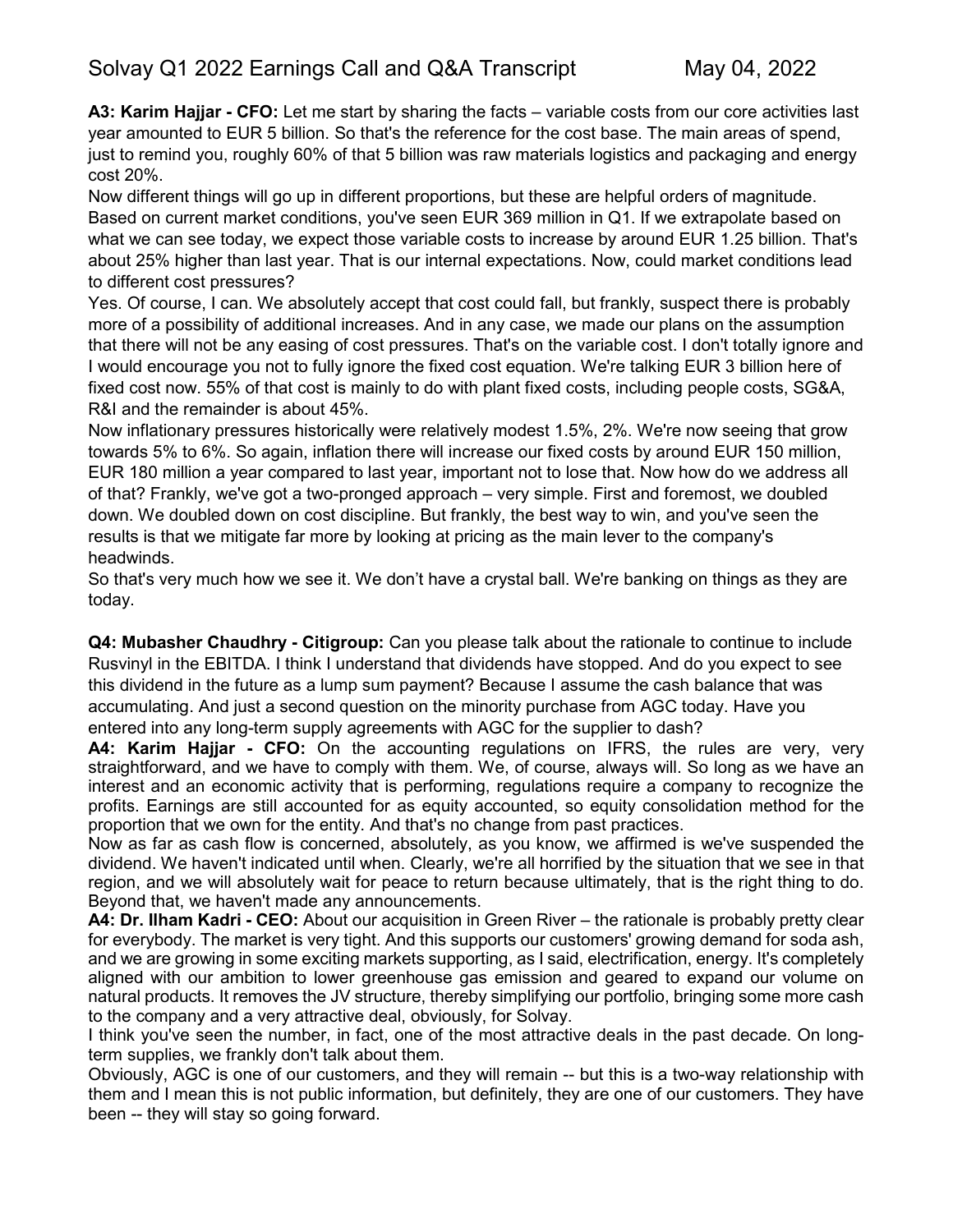**A3: Karim Hajjar - CFO:** Let me start by sharing the facts – variable costs from our core activities last year amounted to EUR 5 billion. So that's the reference for the cost base. The main areas of spend, just to remind you, roughly 60% of that 5 billion was raw materials logistics and packaging and energy cost 20%.

Now different things will go up in different proportions, but these are helpful orders of magnitude. Based on current market conditions, you've seen EUR 369 million in Q1. If we extrapolate based on what we can see today, we expect those variable costs to increase by around EUR 1.25 billion. That's about 25% higher than last year. That is our internal expectations. Now, could market conditions lead to different cost pressures?

Yes. Of course, I can. We absolutely accept that cost could fall, but frankly, suspect there is probably more of a possibility of additional increases. And in any case, we made our plans on the assumption that there will not be any easing of cost pressures. That's on the variable cost. I don't totally ignore and I would encourage you not to fully ignore the fixed cost equation. We're talking EUR 3 billion here of fixed cost now. 55% of that cost is mainly to do with plant fixed costs, including people costs, SG&A, R&I and the remainder is about 45%.

Now inflationary pressures historically were relatively modest 1.5%, 2%. We're now seeing that grow towards 5% to 6%. So again, inflation there will increase our fixed costs by around EUR 150 million, EUR 180 million a year compared to last year, important not to lose that. Now how do we address all of that? Frankly, we've got a two-pronged approach – very simple. First and foremost, we doubled down. We doubled down on cost discipline. But frankly, the best way to win, and you've seen the results is that we mitigate far more by looking at pricing as the main lever to the company's headwinds.

So that's very much how we see it. We don't have a crystal ball. We're banking on things as they are today.

**Q4: Mubasher Chaudhry - Citigroup:** Can you please talk about the rationale to continue to include Rusvinyl in the EBITDA. I think I understand that dividends have stopped. And do you expect to see this dividend in the future as a lump sum payment? Because I assume the cash balance that was accumulating. And just a second question on the minority purchase from AGC today. Have you entered into any long-term supply agreements with AGC for the supplier to dash?

**A4: Karim Hajjar - CFO:** On the accounting regulations on IFRS, the rules are very, very straightforward, and we have to comply with them. We, of course, always will. So long as we have an interest and an economic activity that is performing, regulations require a company to recognize the profits. Earnings are still accounted for as equity accounted, so equity consolidation method for the proportion that we own for the entity. And that's no change from past practices.

Now as far as cash flow is concerned, absolutely, as you know, we affirmed is we've suspended the dividend. We haven't indicated until when. Clearly, we're all horrified by the situation that we see in that region, and we will absolutely wait for peace to return because ultimately, that is the right thing to do. Beyond that, we haven't made any announcements.

**A4: Dr. Ilham Kadri - CEO:** About our acquisition in Green River – the rationale is probably pretty clear for everybody. The market is very tight. And this supports our customers' growing demand for soda ash, and we are growing in some exciting markets supporting, as I said, electrification, energy. It's completely aligned with our ambition to lower greenhouse gas emission and geared to expand our volume on natural products. It removes the JV structure, thereby simplifying our portfolio, bringing some more cash to the company and a very attractive deal, obviously, for Solvay.

I think you've seen the number, in fact, one of the most attractive deals in the past decade. On long-term supplies, we frankly don't talk about them.

Obviously, AGC is one of our customers, and they will remain -- but this is a two-way relationship with them and I mean this is not public information, but definitely, they are one of our customers. They have been -- they will stay so going forward.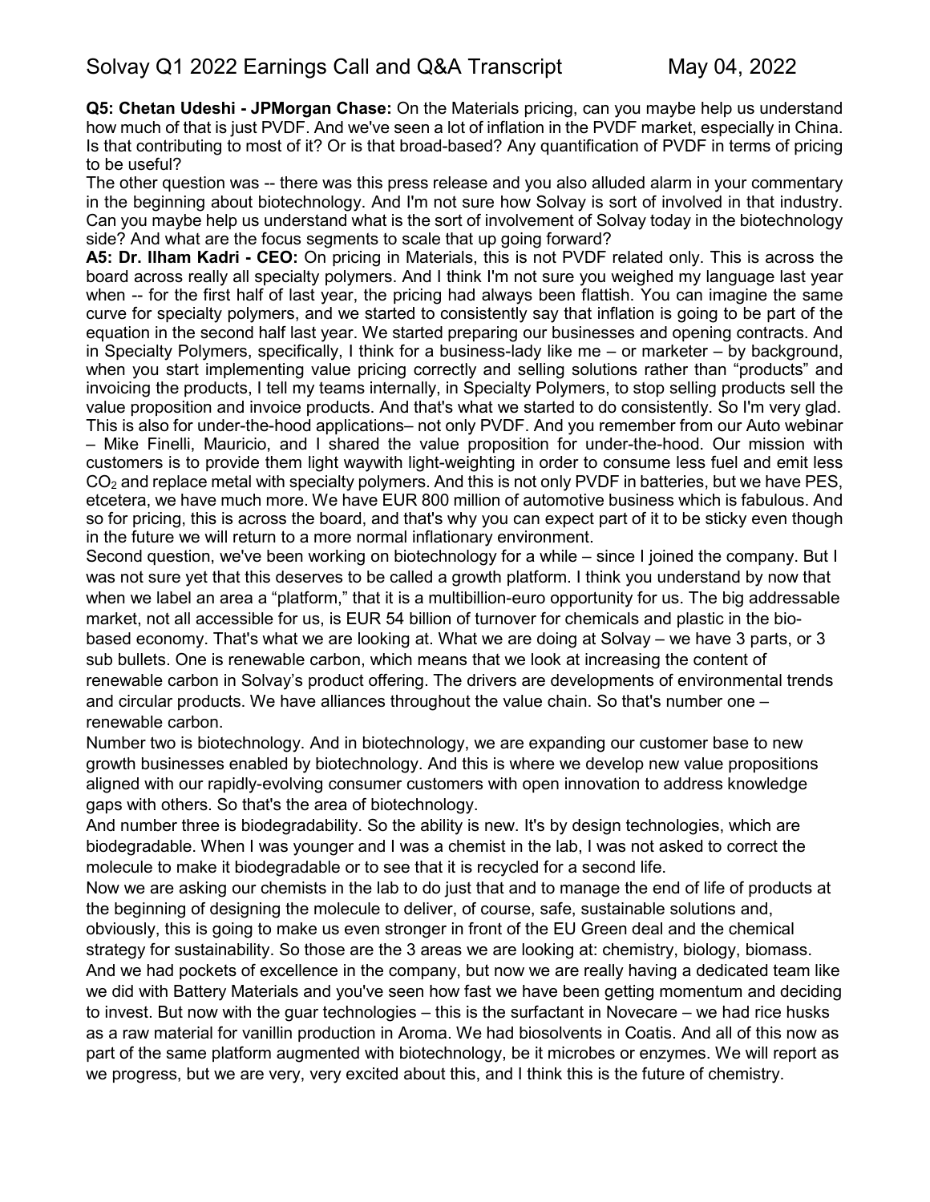**Q5: Chetan Udeshi - JPMorgan Chase:** On the Materials pricing, can you maybe help us understand how much of that is just PVDF. And we've seen a lot of inflation in the PVDF market, especially in China. Is that contributing to most of it? Or is that broad-based? Any quantification of PVDF in terms of pricing to be useful?

The other question was -- there was this press release and you also alluded alarm in your commentary in the beginning about biotechnology. And I'm not sure how Solvay is sort of involved in that industry. Can you maybe help us understand what is the sort of involvement of Solvay today in the biotechnology side? And what are the focus segments to scale that up going forward?

**A5: Dr. Ilham Kadri - CEO:** On pricing in Materials, this is not PVDF related only. This is across the board across really all specialty polymers. And I think I'm not sure you weighed my language last year when -- for the first half of last year, the pricing had always been flattish. You can imagine the same curve for specialty polymers, and we started to consistently say that inflation is going to be part of the equation in the second half last year. We started preparing our businesses and opening contracts. And in Specialty Polymers, specifically, I think for a business-lady like me – or marketer – by background, when you start implementing value pricing correctly and selling solutions rather than "products" and invoicing the products, I tell my teams internally, in Specialty Polymers, to stop selling products sell the value proposition and invoice products. And that's what we started to do consistently. So I'm very glad. This is also for under-the-hood applications– not only PVDF. And you remember from our Auto webinar – Mike Finelli, Mauricio, and I shared the value proposition for under-the-hood. Our mission with customers is to provide them light waywith light-weighting in order to consume less fuel and emit less $CO_2$ and replace metal with specialty polymers. And this is not only PVDF in batteries, but we have PES, etcetera, we have much more. We have EUR 800 million of automotive business which is fabulous. And so for pricing, this is across the board, and that's why you can expect part of it to be sticky even though in the future we will return to a more normal inflationary environment.

Second question, we've been working on biotechnology for a while – since I joined the company. But I was not sure yet that this deserves to be called a growth platform. I think you understand by now that when we label an area a "platform," that it is a multibillion-euro opportunity for us. The big addressable market, not all accessible for us, is EUR 54 billion of turnover for chemicals and plastic in the bio-based economy. That's what we are looking at. What we are doing at Solvay – we have 3 parts, or 3 sub bullets. One is renewable carbon, which means that we look at increasing the content of renewable carbon in Solvay's product offering. The drivers are developments of environmental trends and circular products. We have alliances throughout the value chain. So that's number one – renewable carbon.

Number two is biotechnology. And in biotechnology, we are expanding our customer base to new growth businesses enabled by biotechnology. And this is where we develop new value propositions aligned with our rapidly-evolving consumer customers with open innovation to address knowledge gaps with others. So that's the area of biotechnology.

And number three is biodegradability. So the ability is new. It's by design technologies, which are biodegradable. When I was younger and I was a chemist in the lab, I was not asked to correct the molecule to make it biodegradable or to see that it is recycled for a second life.

Now we are asking our chemists in the lab to do just that and to manage the end of life of products at the beginning of designing the molecule to deliver, of course, safe, sustainable solutions and, obviously, this is going to make us even stronger in front of the EU Green deal and the chemical strategy for sustainability. So those are the 3 areas we are looking at: chemistry, biology, biomass. And we had pockets of excellence in the company, but now we are really having a dedicated team like we did with Battery Materials and you've seen how fast we have been getting momentum and deciding to invest. But now with the guar technologies – this is the surfactant in Novecare – we had rice husks as a raw material for vanillin production in Aroma. We had biosolvents in Coatis. And all of this now as part of the same platform augmented with biotechnology, be it microbes or enzymes. We will report as we progress, but we are very, very excited about this, and I think this is the future of chemistry.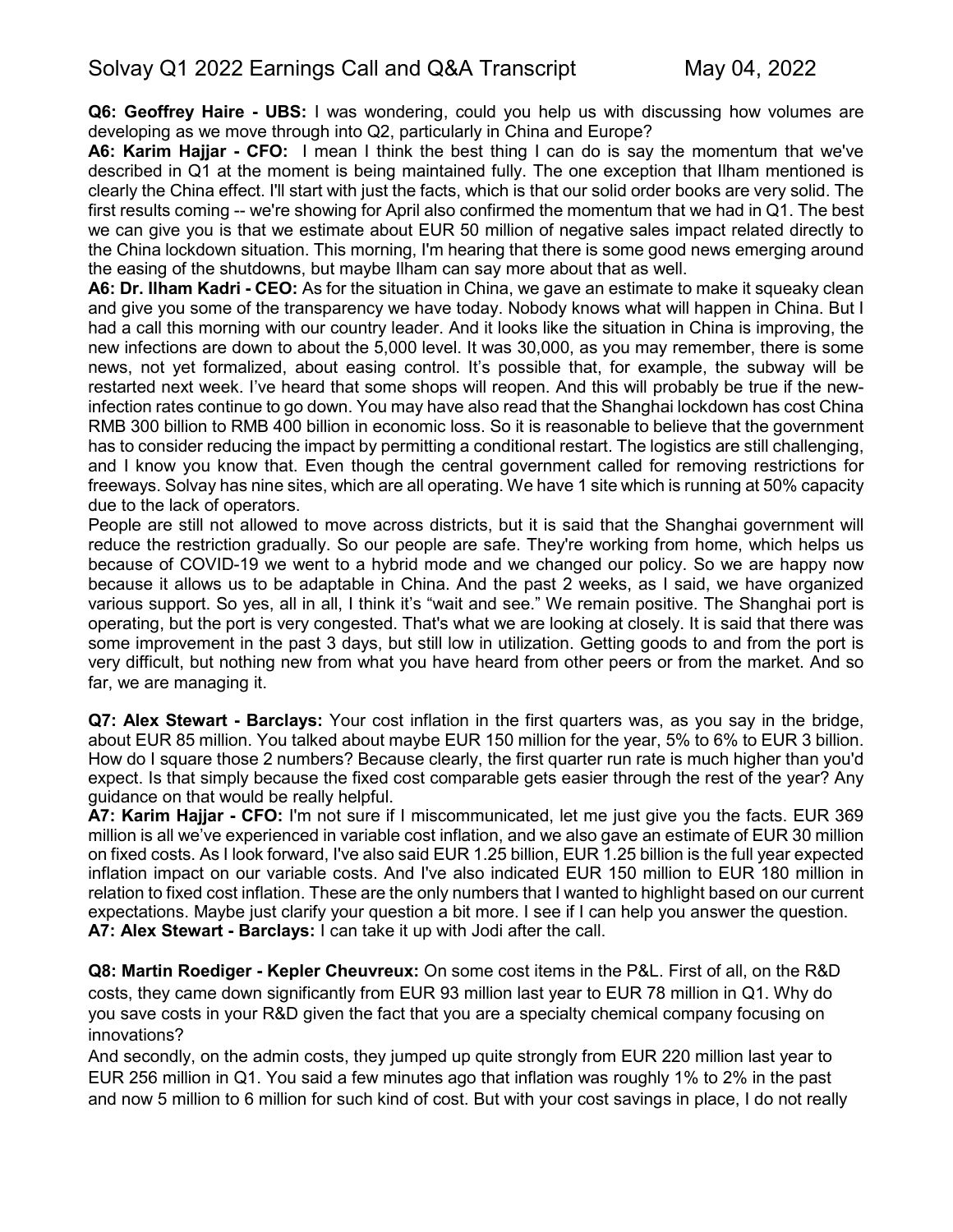**Q6: Geoffrey Haire - UBS:** I was wondering, could you help us with discussing how volumes are developing as we move through into Q2, particularly in China and Europe?

**A6: Karim Hajjar - CFO:** I mean I think the best thing I can do is say the momentum that we've described in Q1 at the moment is being maintained fully. The one exception that Ilham mentioned is clearly the China effect. I'll start with just the facts, which is that our solid order books are very solid. The first results coming -- we're showing for April also confirmed the momentum that we had in Q1. The best we can give you is that we estimate about EUR 50 million of negative sales impact related directly to the China lockdown situation. This morning, I'm hearing that there is some good news emerging around the easing of the shutdowns, but maybe Ilham can say more about that as well.

**A6: Dr. Ilham Kadri - CEO:** As for the situation in China, we gave an estimate to make it squeaky clean and give you some of the transparency we have today. Nobody knows what will happen in China. But I had a call this morning with our country leader. And it looks like the situation in China is improving, the new infections are down to about the 5,000 level. It was 30,000, as you may remember, there is some news, not yet formalized, about easing control. It's possible that, for example, the subway will be restarted next week. I've heard that some shops will reopen. And this will probably be true if the new-infection rates continue to go down. You may have also read that the Shanghai lockdown has cost China RMB 300 billion to RMB 400 billion in economic loss. So it is reasonable to believe that the government has to consider reducing the impact by permitting a conditional restart. The logistics are still challenging, and I know you know that. Even though the central government called for removing restrictions for freeways. Solvay has nine sites, which are all operating. We have 1 site which is running at 50% capacity due to the lack of operators.

People are still not allowed to move across districts, but it is said that the Shanghai government will reduce the restriction gradually. So our people are safe. They're working from home, which helps us because of COVID-19 we went to a hybrid mode and we changed our policy. So we are happy now because it allows us to be adaptable in China. And the past 2 weeks, as I said, we have organized various support. So yes, all in all, I think it's "wait and see." We remain positive. The Shanghai port is operating, but the port is very congested. That's what we are looking at closely. It is said that there was some improvement in the past 3 days, but still low in utilization. Getting goods to and from the port is very difficult, but nothing new from what you have heard from other peers or from the market. And so far, we are managing it.

**Q7: Alex Stewart - Barclays:** Your cost inflation in the first quarters was, as you say in the bridge, about EUR 85 million. You talked about maybe EUR 150 million for the year, 5% to 6% to EUR 3 billion. How do I square those 2 numbers? Because clearly, the first quarter run rate is much higher than you'd expect. Is that simply because the fixed cost comparable gets easier through the rest of the year? Any guidance on that would be really helpful.

**A7: Karim Hajjar - CFO:** I'm not sure if I miscommunicated, let me just give you the facts. EUR 369 million is all we've experienced in variable cost inflation, and we also gave an estimate of EUR 30 million on fixed costs. As I look forward, I've also said EUR 1.25 billion, EUR 1.25 billion is the full year expected inflation impact on our variable costs. And I've also indicated EUR 150 million to EUR 180 million in relation to fixed cost inflation. These are the only numbers that I wanted to highlight based on our current expectations. Maybe just clarify your question a bit more. I see if I can help you answer the question.

**A7: Alex Stewart - Barclays:** I can take it up with Jodi after the call.

**Q8: Martin Roediger - Kepler Cheuvreux:** On some cost items in the P&L. First of all, on the R&D costs, they came down significantly from EUR 93 million last year to EUR 78 million in Q1. Why do you save costs in your R&D given the fact that you are a specialty chemical company focusing on innovations?

And secondly, on the admin costs, they jumped up quite strongly from EUR 220 million last year to EUR 256 million in Q1. You said a few minutes ago that inflation was roughly 1% to 2% in the past and now 5 million to 6 million for such kind of cost. But with your cost savings in place, I do not really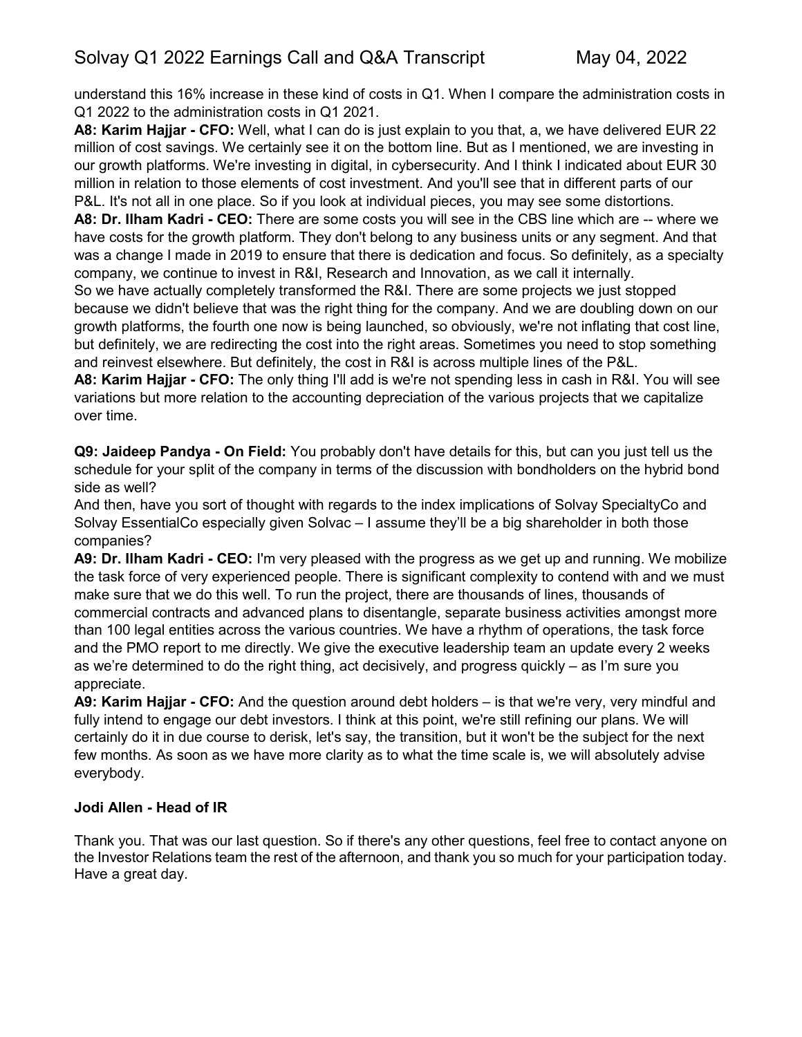understand this 16% increase in these kind of costs in Q1. When I compare the administration costs in Q1 2022 to the administration costs in Q1 2021.

**A8: Karim Hajjar - CFO:** Well, what I can do is just explain to you that, a, we have delivered EUR 22 million of cost savings. We certainly see it on the bottom line. But as I mentioned, we are investing in our growth platforms. We're investing in digital, in cybersecurity. And I think I indicated about EUR 30 million in relation to those elements of cost investment. And you'll see that in different parts of our P&L. It's not all in one place. So if you look at individual pieces, you may see some distortions.

**A8: Dr. Ilham Kadri - CEO:** There are some costs you will see in the CBS line which are -- where we have costs for the growth platform. They don't belong to any business units or any segment. And that was a change I made in 2019 to ensure that there is dedication and focus. So definitely, as a specialty company, we continue to invest in R&I, Research and Innovation, as we call it internally.

So we have actually completely transformed the R&I. There are some projects we just stopped because we didn't believe that was the right thing for the company. And we are doubling down on our growth platforms, the fourth one now is being launched, so obviously, we're not inflating that cost line, but definitely, we are redirecting the cost into the right areas. Sometimes you need to stop something and reinvest elsewhere. But definitely, the cost in R&I is across multiple lines of the P&L.

**A8: Karim Hajjar - CFO:** The only thing I'll add is we're not spending less in cash in R&I. You will see variations but more relation to the accounting depreciation of the various projects that we capitalize over time.

**Q9: Jaideep Pandya - On Field:** You probably don't have details for this, but can you just tell us the schedule for your split of the company in terms of the discussion with bondholders on the hybrid bond side as well?

And then, have you sort of thought with regards to the index implications of Solvay SpecialtyCo and Solvay EssentialCo especially given Solvac – I assume they'll be a big shareholder in both those companies?

**A9: Dr. Ilham Kadri - CEO:** I'm very pleased with the progress as we get up and running. We mobilize the task force of very experienced people. There is significant complexity to contend with and we must make sure that we do this well. To run the project, there are thousands of lines, thousands of commercial contracts and advanced plans to disentangle, separate business activities amongst more than 100 legal entities across the various countries. We have a rhythm of operations, the task force and the PMO report to me directly. We give the executive leadership team an update every 2 weeks as we're determined to do the right thing, act decisively, and progress quickly – as I'm sure you appreciate.

**A9: Karim Hajjar - CFO:** And the question around debt holders – is that we're very, very mindful and fully intend to engage our debt investors. I think at this point, we're still refining our plans. We will certainly do it in due course to derisk, let's say, the transition, but it won't be the subject for the next few months. As soon as we have more clarity as to what the time scale is, we will absolutely advise everybody.

**Jodi Allen - Head of IR**

Thank you. That was our last question. So if there's any other questions, feel free to contact anyone on the Investor Relations team the rest of the afternoon, and thank you so much for your participation today. Have a great day.